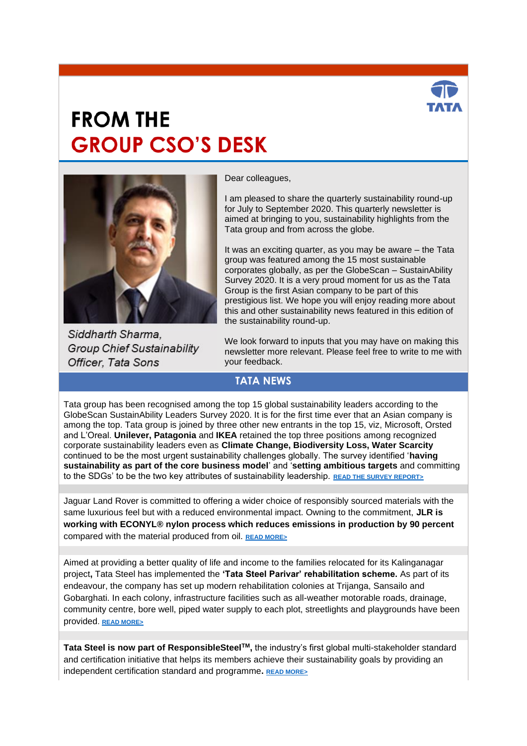# FROM THE
# GROUP CSO'S DESK

*Siddharth Sharma,*
*Group Chief Sustainability Officer, Tata Sons*

Dear colleagues,

I am pleased to share the quarterly sustainability round-up for July to September 2020. This quarterly newsletter is aimed at bringing to you, sustainability highlights from the Tata group and from across the globe.

It was an exciting quarter, as you may be aware – the Tata group was featured among the 15 most sustainable corporates globally, as per the GlobeScan – SustainAbility Survey 2020. It is a very proud moment for us as the Tata Group is the first Asian company to be part of this prestigious list. We hope you will enjoy reading more about this and other sustainability news featured in this edition of the sustainability round-up.

We look forward to inputs that you may have on making this newsletter more relevant. Please feel free to write to me with your feedback.

## TATA NEWS

Tata group has been recognised among the top 15 global sustainability leaders according to the GlobeScan SustainAbility Leaders Survey 2020. It is for the first time ever that an Asian company is among the top. Tata group is joined by three other new entrants in the top 15, viz, Microsoft, Orsted and L'Oreal. **Unilever, Patagonia** and **IKEA** retained the top three positions among recognized corporate sustainability leaders even as **Climate Change, Biodiversity Loss, Water Scarcity** continued to be the most urgent sustainability challenges globally. The survey identified '**having sustainability as part of the core business model**' and '**setting ambitious targets** and committing to the SDGs' to be the two key attributes of sustainability leadership. READ THE SURVEY REPORT>

Jaguar Land Rover is committed to offering a wider choice of responsibly sourced materials with the same luxurious feel but with a reduced environmental impact. Owning to the commitment, **JLR is working with ECONYL® nylon process which reduces emissions in production by 90 percent** compared with the material produced from oil. READ MORE>

Aimed at providing a better quality of life and income to the families relocated for its Kalinganagar project**,** Tata Steel has implemented the **'Tata Steel Parivar' rehabilitation scheme.** As part of its endeavour, the company has set up modern rehabilitation colonies at Trijanga, Sansailo and Gobarghati. In each colony, infrastructure facilities such as all-weather motorable roads, drainage, community centre, bore well, piped water supply to each plot, streetlights and playgrounds have been provided. READ MORE>

**Tata Steel is now part of ResponsibleSteel™,** the industry's first global multi-stakeholder standard and certification initiative that helps its members achieve their sustainability goals by providing an independent certification standard and programme**.** READ MORE>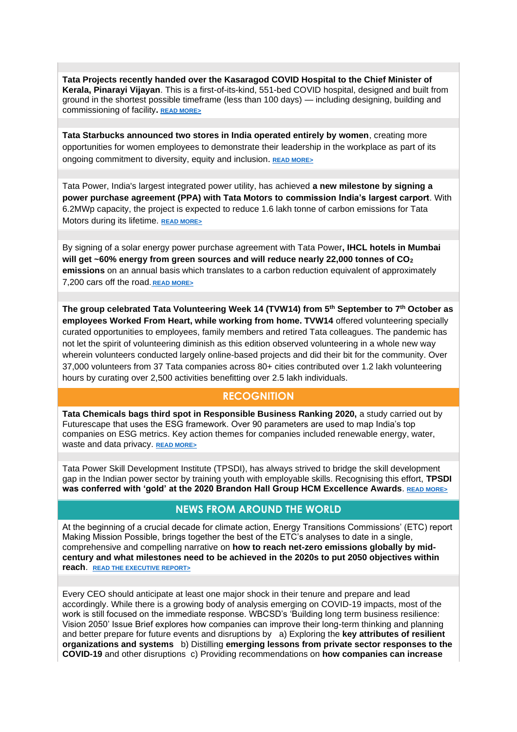**Tata Projects recently handed over the Kasaragod COVID Hospital to the Chief Minister of Kerala, Pinarayi Vijayan**. This is a first-of-its-kind, 551-bed COVID hospital, designed and built from ground in the shortest possible timeframe (less than 100 days) — including designing, building and commissioning of facility**.** READ MORE>

**Tata Starbucks announced two stores in India operated entirely by women**, creating more opportunities for women employees to demonstrate their leadership in the workplace as part of its ongoing commitment to diversity, equity and inclusion. READ MORE>

Tata Power, India's largest integrated power utility, has achieved **a new milestone by signing a power purchase agreement (PPA) with Tata Motors to commission India's largest carport**. With 6.2MWp capacity, the project is expected to reduce 1.6 lakh tonne of carbon emissions for Tata Motors during its lifetime. READ MORE>

By signing of a solar energy power purchase agreement with Tata Power**, IHCL hotels in Mumbai will get ~60% energy from green sources and will reduce nearly 22,000 tonnes of $CO_2$ emissions** on an annual basis which translates to a carbon reduction equivalent of approximately 7,200 cars off the road. READ MORE>

**The group celebrated Tata Volunteering Week 14 (TVW14) from 5th September to 7th October as employees Worked From Heart, while working from home. TVW14** offered volunteering specially curated opportunities to employees, family members and retired Tata colleagues. The pandemic has not let the spirit of volunteering diminish as this edition observed volunteering in a whole new way wherein volunteers conducted largely online-based projects and did their bit for the community. Over 37,000 volunteers from 37 Tata companies across 80+ cities contributed over 1.2 lakh volunteering hours by curating over 2,500 activities benefitting over 2.5 lakh individuals.

## RECOGNITION

**Tata Chemicals bags third spot in Responsible Business Ranking 2020,** a study carried out by Futurescape that uses the ESG framework. Over 90 parameters are used to map India's top companies on ESG metrics. Key action themes for companies included renewable energy, water, waste and data privacy. READ MORE>

Tata Power Skill Development Institute (TPSDI), has always strived to bridge the skill development gap in the Indian power sector by training youth with employable skills. Recognising this effort, **TPSDI was conferred with 'gold' at the 2020 Brandon Hall Group HCM Excellence Awards**. READ MORE>

## NEWS FROM AROUND THE WORLD

At the beginning of a crucial decade for climate action, Energy Transitions Commissions' (ETC) report Making Mission Possible, brings together the best of the ETC's analyses to date in a single, comprehensive and compelling narrative on **how to reach net-zero emissions globally by mid-century and what milestones need to be achieved in the 2020s to put 2050 objectives within reach**. READ THE EXECUTIVE REPORT>

Every CEO should anticipate at least one major shock in their tenure and prepare and lead accordingly. While there is a growing body of analysis emerging on COVID-19 impacts, most of the work is still focused on the immediate response. WBCSD's 'Building long term business resilience: Vision 2050' Issue Brief explores how companies can improve their long-term thinking and planning and better prepare for future events and disruptions by a) Exploring the **key attributes of resilient organizations and systems** b) Distilling **emerging lessons from private sector responses to the COVID-19** and other disruptions c) Providing recommendations on **how companies can increase**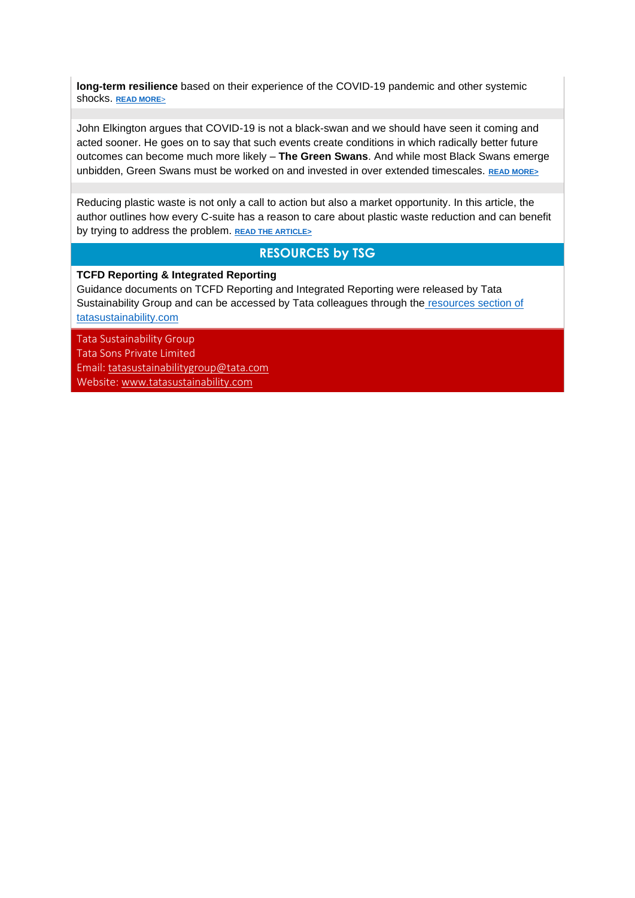**long-term resilience** based on their experience of the COVID-19 pandemic and other systemic shocks. READ MORE>

John Elkington argues that COVID-19 is not a black-swan and we should have seen it coming and acted sooner. He goes on to say that such events create conditions in which radically better future outcomes can become much more likely – **The Green Swans**. And while most Black Swans emerge unbidden, Green Swans must be worked on and invested in over extended timescales. READ MORE>

Reducing plastic waste is not only a call to action but also a market opportunity. In this article, the author outlines how every C-suite has a reason to care about plastic waste reduction and can benefit by trying to address the problem. READ THE ARTICLE>

## RESOURCES by TSG

**TCFD Reporting & Integrated Reporting**

Guidance documents on TCFD Reporting and Integrated Reporting were released by Tata Sustainability Group and can be accessed by Tata colleagues through the resources section of tatasustainability.com

Tata Sustainability Group
Tata Sons Private Limited
Email: tatasustainabilitygroup@tata.com
Website: www.tatasustainability.com